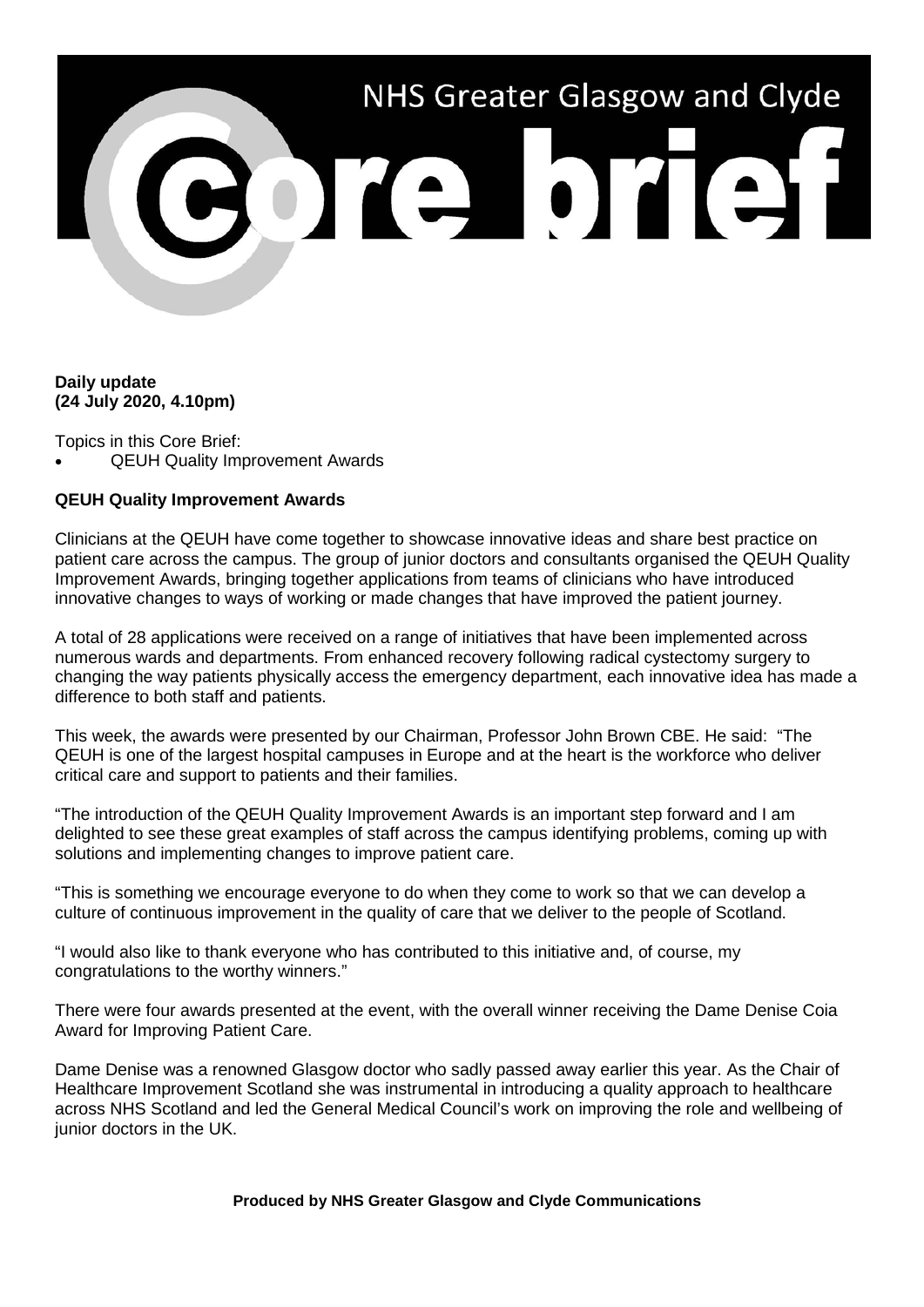# NHS Greater Glasgow and Clyde

# Core brief

**Daily update**
**(24 July 2020, 4.10pm)**

Topics in this Core Brief:

- QEUH Quality Improvement Awards

**QEUH Quality Improvement Awards**

Clinicians at the QEUH have come together to showcase innovative ideas and share best practice on patient care across the campus. The group of junior doctors and consultants organised the QEUH Quality Improvement Awards, bringing together applications from teams of clinicians who have introduced innovative changes to ways of working or made changes that have improved the patient journey.

A total of 28 applications were received on a range of initiatives that have been implemented across numerous wards and departments. From enhanced recovery following radical cystectomy surgery to changing the way patients physically access the emergency department, each innovative idea has made a difference to both staff and patients.

This week, the awards were presented by our Chairman, Professor John Brown CBE. He said: "The QEUH is one of the largest hospital campuses in Europe and at the heart is the workforce who deliver critical care and support to patients and their families.

"The introduction of the QEUH Quality Improvement Awards is an important step forward and I am delighted to see these great examples of staff across the campus identifying problems, coming up with solutions and implementing changes to improve patient care.

"This is something we encourage everyone to do when they come to work so that we can develop a culture of continuous improvement in the quality of care that we deliver to the people of Scotland.

"I would also like to thank everyone who has contributed to this initiative and, of course, my congratulations to the worthy winners."

There were four awards presented at the event, with the overall winner receiving the Dame Denise Coia Award for Improving Patient Care.

Dame Denise was a renowned Glasgow doctor who sadly passed away earlier this year. As the Chair of Healthcare Improvement Scotland she was instrumental in introducing a quality approach to healthcare across NHS Scotland and led the General Medical Council's work on improving the role and wellbeing of junior doctors in the UK.

**Produced by NHS Greater Glasgow and Clyde Communications**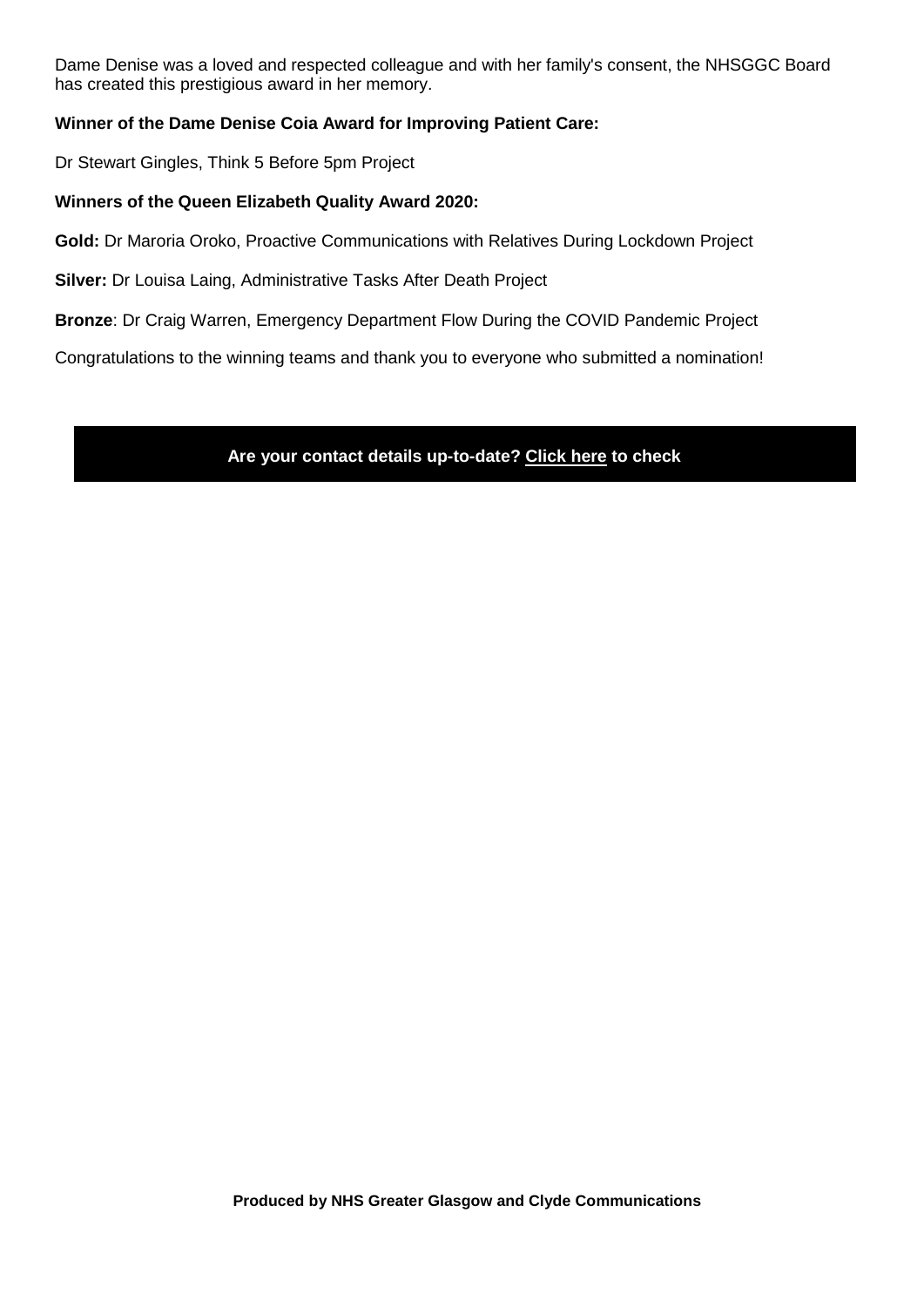Dame Denise was a loved and respected colleague and with her family's consent, the NHSGGC Board has created this prestigious award in her memory.

**Winner of the Dame Denise Coia Award for Improving Patient Care:**

Dr Stewart Gingles, Think 5 Before 5pm Project

**Winners of the Queen Elizabeth Quality Award 2020:**

**Gold:** Dr Maroria Oroko, Proactive Communications with Relatives During Lockdown Project

**Silver:** Dr Louisa Laing, Administrative Tasks After Death Project

**Bronze**: Dr Craig Warren, Emergency Department Flow During the COVID Pandemic Project

Congratulations to the winning teams and thank you to everyone who submitted a nomination!

**Are your contact details up-to-date? Click here to check**

**Produced by NHS Greater Glasgow and Clyde Communications**